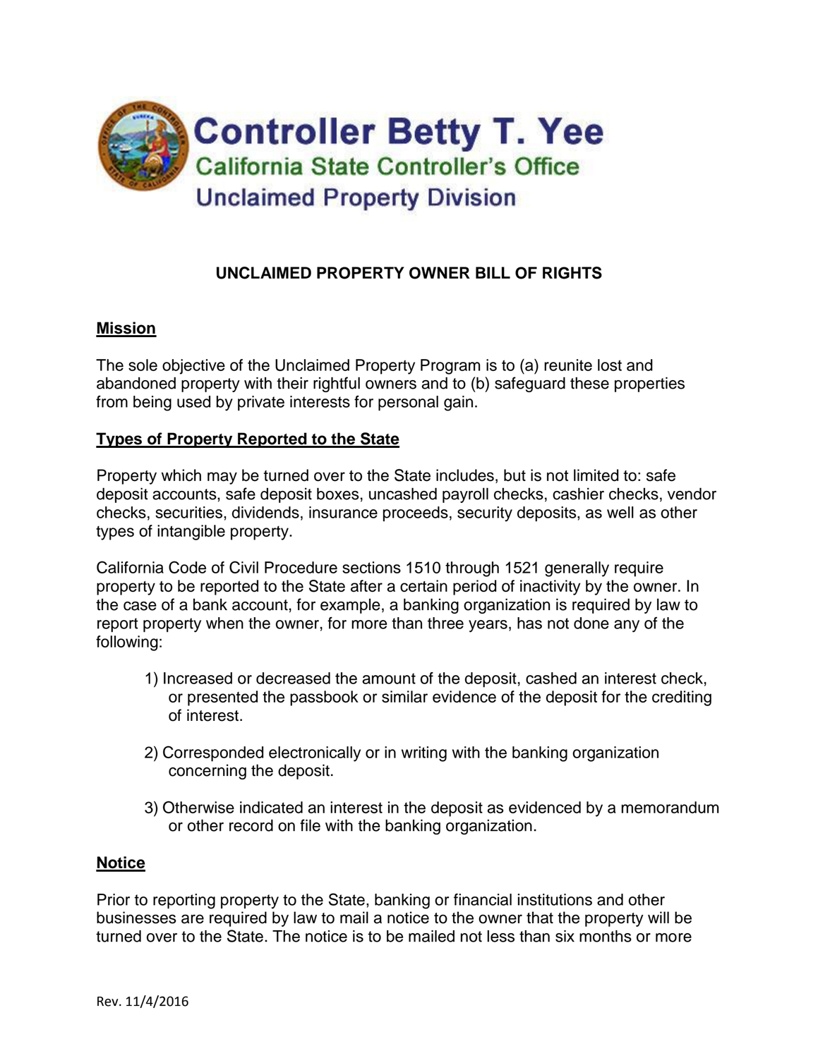Controller Betty T. Yee

California State Controller's Office

Unclaimed Property Division

# UNCLAIMED PROPERTY OWNER BILL OF RIGHTS

## Mission

The sole objective of the Unclaimed Property Program is to (a) reunite lost and abandoned property with their rightful owners and to (b) safeguard these properties from being used by private interests for personal gain.

## Types of Property Reported to the State

Property which may be turned over to the State includes, but is not limited to: safe deposit accounts, safe deposit boxes, uncashed payroll checks, cashier checks, vendor checks, securities, dividends, insurance proceeds, security deposits, as well as other types of intangible property.

California Code of Civil Procedure sections 1510 through 1521 generally require property to be reported to the State after a certain period of inactivity by the owner. In the case of a bank account, for example, a banking organization is required by law to report property when the owner, for more than three years, has not done any of the following:

1) Increased or decreased the amount of the deposit, cashed an interest check, or presented the passbook or similar evidence of the deposit for the crediting of interest.

2) Corresponded electronically or in writing with the banking organization concerning the deposit.

3) Otherwise indicated an interest in the deposit as evidenced by a memorandum or other record on file with the banking organization.

## Notice

Prior to reporting property to the State, banking or financial institutions and other businesses are required by law to mail a notice to the owner that the property will be turned over to the State. The notice is to be mailed not less than six months or more

Rev. 11/4/2016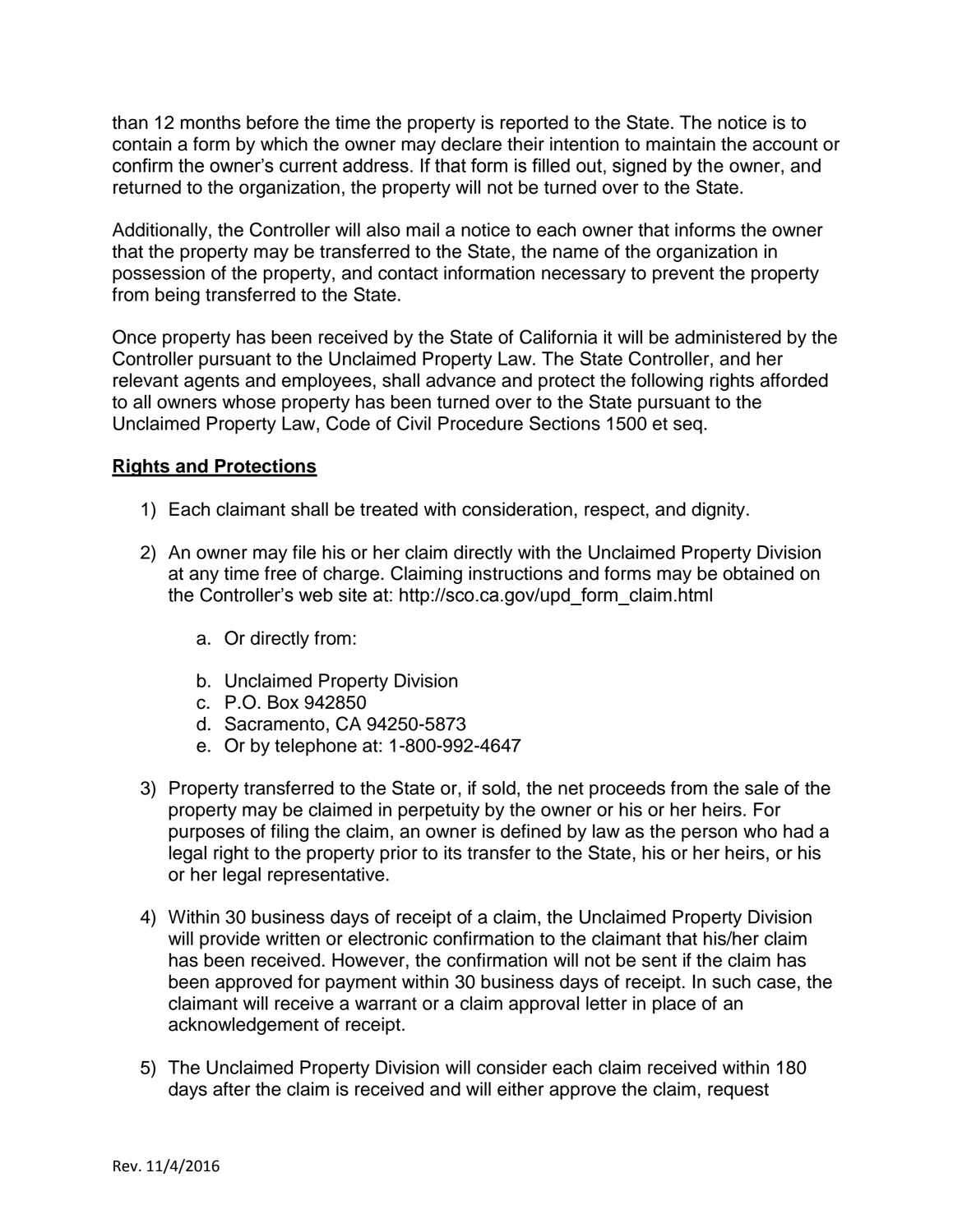than 12 months before the time the property is reported to the State. The notice is to contain a form by which the owner may declare their intention to maintain the account or confirm the owner's current address. If that form is filled out, signed by the owner, and returned to the organization, the property will not be turned over to the State.

Additionally, the Controller will also mail a notice to each owner that informs the owner that the property may be transferred to the State, the name of the organization in possession of the property, and contact information necessary to prevent the property from being transferred to the State.

Once property has been received by the State of California it will be administered by the Controller pursuant to the Unclaimed Property Law. The State Controller, and her relevant agents and employees, shall advance and protect the following rights afforded to all owners whose property has been turned over to the State pursuant to the Unclaimed Property Law, Code of Civil Procedure Sections 1500 et seq.

**Rights and Protections**

1) Each claimant shall be treated with consideration, respect, and dignity.

2) An owner may file his or her claim directly with the Unclaimed Property Division at any time free of charge. Claiming instructions and forms may be obtained on the Controller's web site at: http://sco.ca.gov/upd_form_claim.html

    a. Or directly from:

    b. Unclaimed Property Division
    c. P.O. Box 942850
    d. Sacramento, CA 94250-5873
    e. Or by telephone at: 1-800-992-4647

3) Property transferred to the State or, if sold, the net proceeds from the sale of the property may be claimed in perpetuity by the owner or his or her heirs. For purposes of filing the claim, an owner is defined by law as the person who had a legal right to the property prior to its transfer to the State, his or her heirs, or his or her legal representative.

4) Within 30 business days of receipt of a claim, the Unclaimed Property Division will provide written or electronic confirmation to the claimant that his/her claim has been received. However, the confirmation will not be sent if the claim has been approved for payment within 30 business days of receipt. In such case, the claimant will receive a warrant or a claim approval letter in place of an acknowledgement of receipt.

5) The Unclaimed Property Division will consider each claim received within 180 days after the claim is received and will either approve the claim, request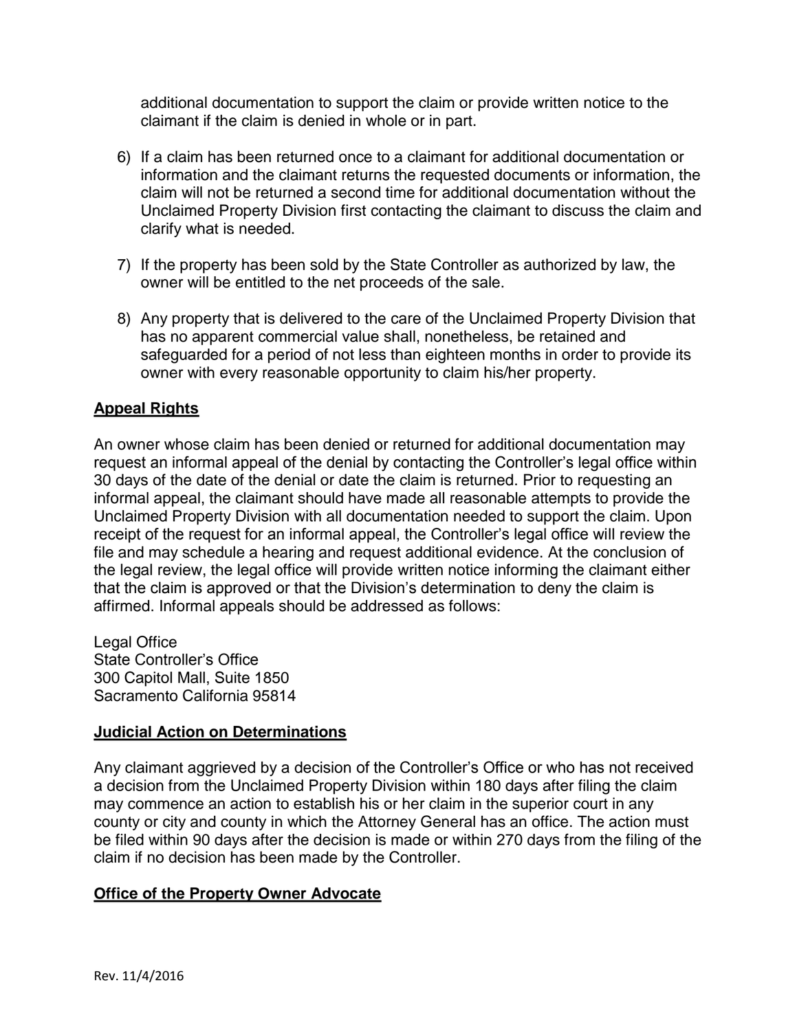additional documentation to support the claim or provide written notice to the claimant if the claim is denied in whole or in part.

6) If a claim has been returned once to a claimant for additional documentation or information and the claimant returns the requested documents or information, the claim will not be returned a second time for additional documentation without the Unclaimed Property Division first contacting the claimant to discuss the claim and clarify what is needed.

7) If the property has been sold by the State Controller as authorized by law, the owner will be entitled to the net proceeds of the sale.

8) Any property that is delivered to the care of the Unclaimed Property Division that has no apparent commercial value shall, nonetheless, be retained and safeguarded for a period of not less than eighteen months in order to provide its owner with every reasonable opportunity to claim his/her property.

## Appeal Rights

An owner whose claim has been denied or returned for additional documentation may request an informal appeal of the denial by contacting the Controller's legal office within 30 days of the date of the denial or date the claim is returned. Prior to requesting an informal appeal, the claimant should have made all reasonable attempts to provide the Unclaimed Property Division with all documentation needed to support the claim. Upon receipt of the request for an informal appeal, the Controller's legal office will review the file and may schedule a hearing and request additional evidence. At the conclusion of the legal review, the legal office will provide written notice informing the claimant either that the claim is approved or that the Division's determination to deny the claim is affirmed. Informal appeals should be addressed as follows:

Legal Office
State Controller's Office
300 Capitol Mall, Suite 1850
Sacramento California 95814

## Judicial Action on Determinations

Any claimant aggrieved by a decision of the Controller's Office or who has not received a decision from the Unclaimed Property Division within 180 days after filing the claim may commence an action to establish his or her claim in the superior court in any county or city and county in which the Attorney General has an office. The action must be filed within 90 days after the decision is made or within 270 days from the filing of the claim if no decision has been made by the Controller.

## Office of the Property Owner Advocate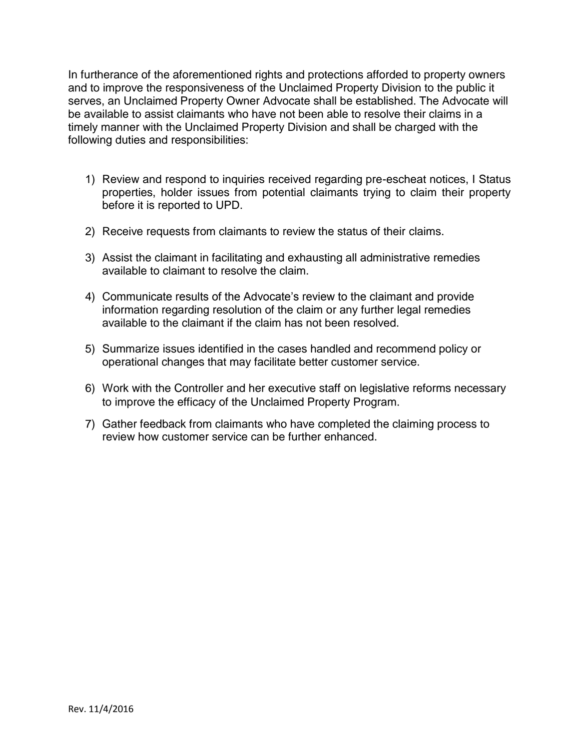In furtherance of the aforementioned rights and protections afforded to property owners and to improve the responsiveness of the Unclaimed Property Division to the public it serves, an Unclaimed Property Owner Advocate shall be established. The Advocate will be available to assist claimants who have not been able to resolve their claims in a timely manner with the Unclaimed Property Division and shall be charged with the following duties and responsibilities:

1) Review and respond to inquiries received regarding pre-escheat notices, I Status properties, holder issues from potential claimants trying to claim their property before it is reported to UPD.

2) Receive requests from claimants to review the status of their claims.

3) Assist the claimant in facilitating and exhausting all administrative remedies available to claimant to resolve the claim.

4) Communicate results of the Advocate's review to the claimant and provide information regarding resolution of the claim or any further legal remedies available to the claimant if the claim has not been resolved.

5) Summarize issues identified in the cases handled and recommend policy or operational changes that may facilitate better customer service.

6) Work with the Controller and her executive staff on legislative reforms necessary to improve the efficacy of the Unclaimed Property Program.

7) Gather feedback from claimants who have completed the claiming process to review how customer service can be further enhanced.

Rev. 11/4/2016